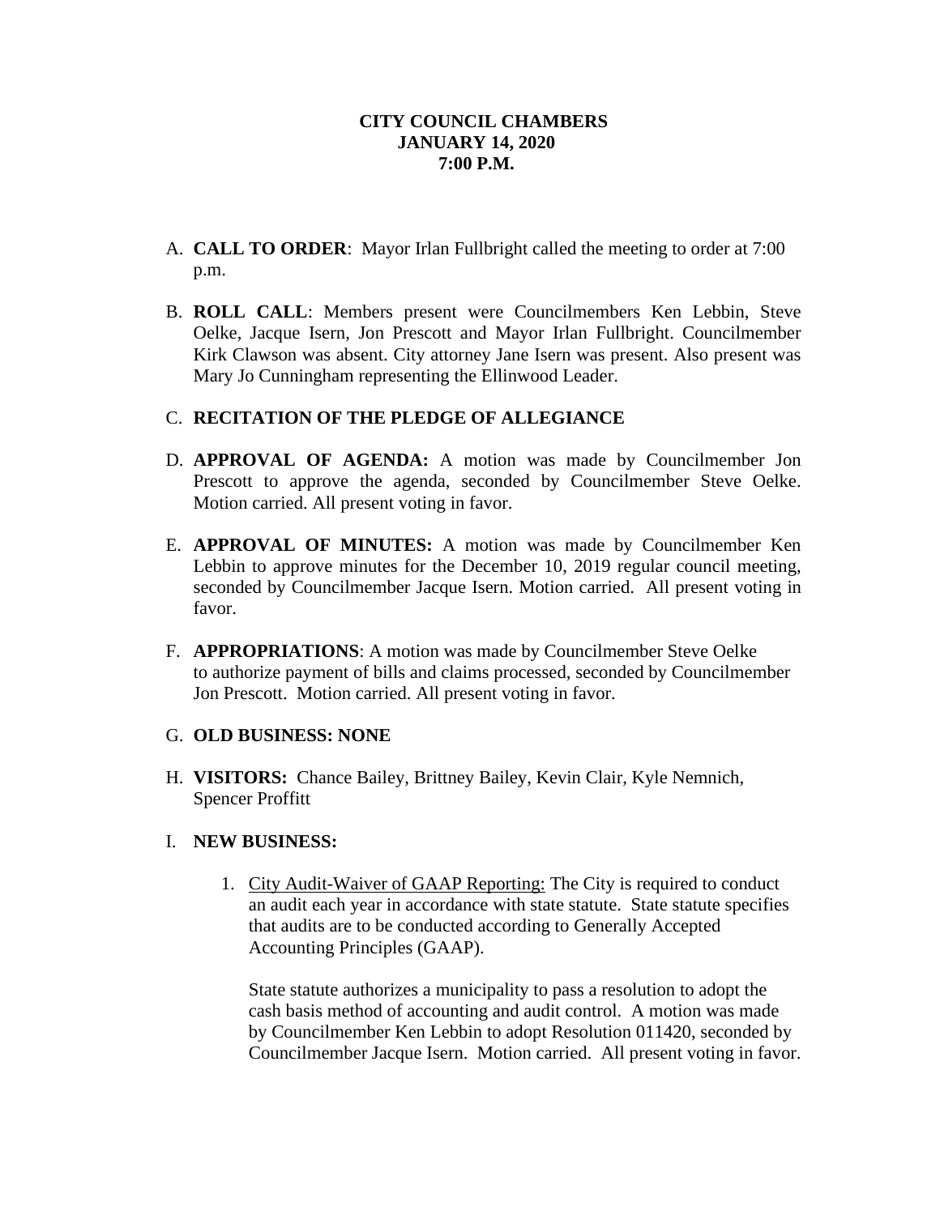**CITY COUNCIL CHAMBERS**
**JANUARY 14, 2020**
**7:00 P.M.**

A. **CALL TO ORDER**: Mayor Irlan Fullbright called the meeting to order at 7:00 p.m.

B. **ROLL CALL**: Members present were Councilmembers Ken Lebbin, Steve Oelke, Jacque Isern, Jon Prescott and Mayor Irlan Fullbright. Councilmember Kirk Clawson was absent. City attorney Jane Isern was present. Also present was Mary Jo Cunningham representing the Ellinwood Leader.

C. **RECITATION OF THE PLEDGE OF ALLEGIANCE**

D. **APPROVAL OF AGENDA:** A motion was made by Councilmember Jon Prescott to approve the agenda, seconded by Councilmember Steve Oelke. Motion carried. All present voting in favor.

E. **APPROVAL OF MINUTES:** A motion was made by Councilmember Ken Lebbin to approve minutes for the December 10, 2019 regular council meeting, seconded by Councilmember Jacque Isern. Motion carried. All present voting in favor.

F. **APPROPRIATIONS**: A motion was made by Councilmember Steve Oelke to authorize payment of bills and claims processed, seconded by Councilmember Jon Prescott. Motion carried. All present voting in favor.

G. **OLD BUSINESS: NONE**

H. **VISITORS:** Chance Bailey, Brittney Bailey, Kevin Clair, Kyle Nemnich, Spencer Proffitt

I. **NEW BUSINESS:**

1. City Audit-Waiver of GAAP Reporting: The City is required to conduct an audit each year in accordance with state statute. State statute specifies that audits are to be conducted according to Generally Accepted Accounting Principles (GAAP).

   State statute authorizes a municipality to pass a resolution to adopt the cash basis method of accounting and audit control. A motion was made by Councilmember Ken Lebbin to adopt Resolution 011420, seconded by Councilmember Jacque Isern. Motion carried. All present voting in favor.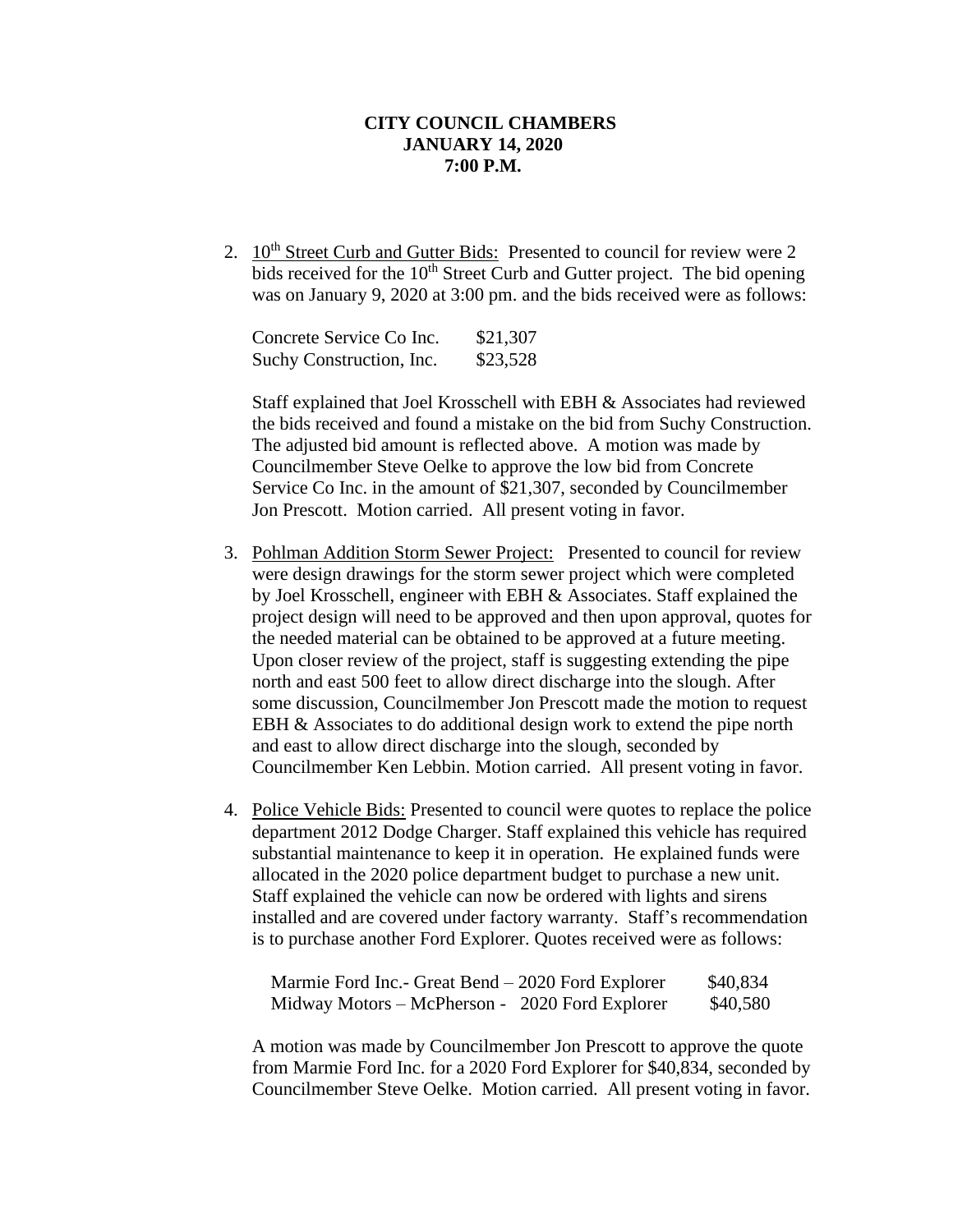**CITY COUNCIL CHAMBERS**
**JANUARY 14, 2020**
**7:00 P.M.**

2. 10th Street Curb and Gutter Bids: Presented to council for review were 2 bids received for the 10th Street Curb and Gutter project. The bid opening was on January 9, 2020 at 3:00 pm. and the bids received were as follows:

| | |
|---|---|
| Concrete Service Co Inc. | $21,307 |
| Suchy Construction, Inc. | $23,528 |

Staff explained that Joel Krosschell with EBH & Associates had reviewed the bids received and found a mistake on the bid from Suchy Construction. The adjusted bid amount is reflected above. A motion was made by Councilmember Steve Oelke to approve the low bid from Concrete Service Co Inc. in the amount of $21,307, seconded by Councilmember Jon Prescott. Motion carried. All present voting in favor.

3. Pohlman Addition Storm Sewer Project: Presented to council for review were design drawings for the storm sewer project which were completed by Joel Krosschell, engineer with EBH & Associates. Staff explained the project design will need to be approved and then upon approval, quotes for the needed material can be obtained to be approved at a future meeting. Upon closer review of the project, staff is suggesting extending the pipe north and east 500 feet to allow direct discharge into the slough. After some discussion, Councilmember Jon Prescott made the motion to request EBH & Associates to do additional design work to extend the pipe north and east to allow direct discharge into the slough, seconded by Councilmember Ken Lebbin. Motion carried. All present voting in favor.

4. Police Vehicle Bids: Presented to council were quotes to replace the police department 2012 Dodge Charger. Staff explained this vehicle has required substantial maintenance to keep it in operation. He explained funds were allocated in the 2020 police department budget to purchase a new unit. Staff explained the vehicle can now be ordered with lights and sirens installed and are covered under factory warranty. Staff's recommendation is to purchase another Ford Explorer. Quotes received were as follows:

| | |
|---|---|
| Marmie Ford Inc.- Great Bend – 2020 Ford Explorer | $40,834 |
| Midway Motors – McPherson - 2020 Ford Explorer | $40,580 |

A motion was made by Councilmember Jon Prescott to approve the quote from Marmie Ford Inc. for a 2020 Ford Explorer for $40,834, seconded by Councilmember Steve Oelke. Motion carried. All present voting in favor.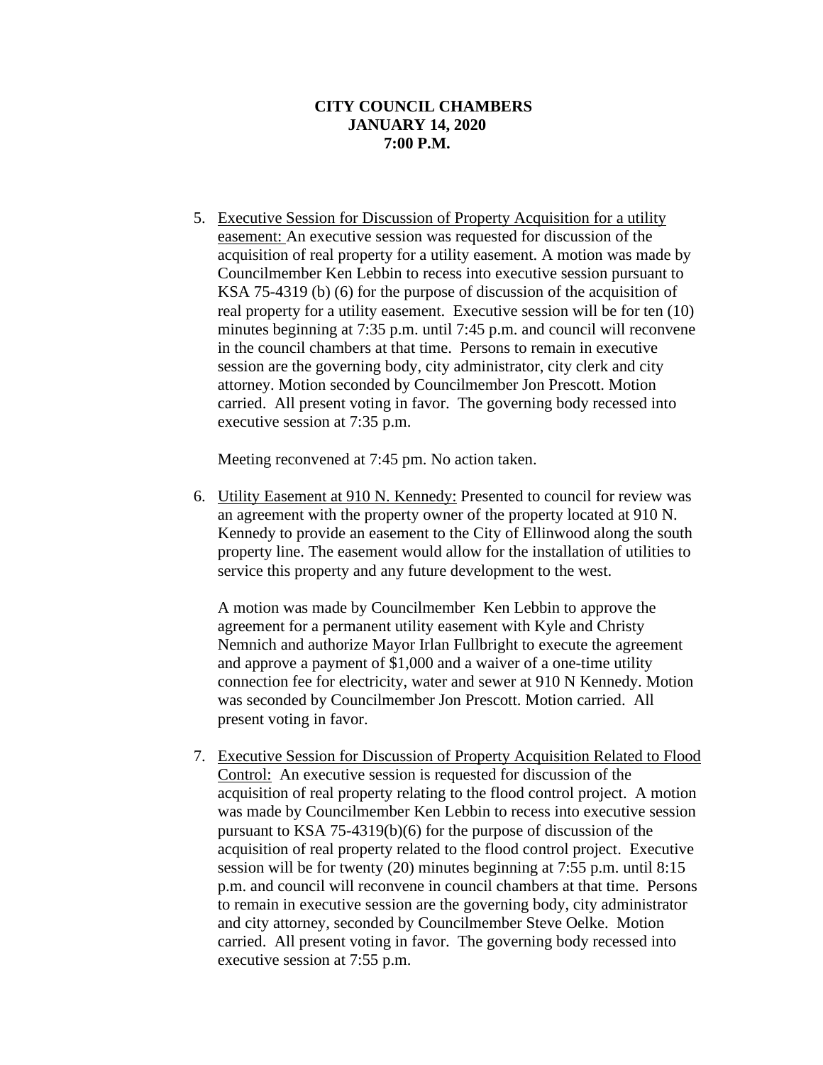**CITY COUNCIL CHAMBERS**
**JANUARY 14, 2020**
**7:00 P.M.**

5. Executive Session for Discussion of Property Acquisition for a utility easement: An executive session was requested for discussion of the acquisition of real property for a utility easement. A motion was made by Councilmember Ken Lebbin to recess into executive session pursuant to KSA 75-4319 (b) (6) for the purpose of discussion of the acquisition of real property for a utility easement. Executive session will be for ten (10) minutes beginning at 7:35 p.m. until 7:45 p.m. and council will reconvene in the council chambers at that time. Persons to remain in executive session are the governing body, city administrator, city clerk and city attorney. Motion seconded by Councilmember Jon Prescott. Motion carried. All present voting in favor. The governing body recessed into executive session at 7:35 p.m.

   Meeting reconvened at 7:45 pm. No action taken.

6. Utility Easement at 910 N. Kennedy: Presented to council for review was an agreement with the property owner of the property located at 910 N. Kennedy to provide an easement to the City of Ellinwood along the south property line. The easement would allow for the installation of utilities to service this property and any future development to the west.

   A motion was made by Councilmember Ken Lebbin to approve the agreement for a permanent utility easement with Kyle and Christy Nemnich and authorize Mayor Irlan Fullbright to execute the agreement and approve a payment of $1,000 and a waiver of a one-time utility connection fee for electricity, water and sewer at 910 N Kennedy. Motion was seconded by Councilmember Jon Prescott. Motion carried. All present voting in favor.

7. Executive Session for Discussion of Property Acquisition Related to Flood Control: An executive session is requested for discussion of the acquisition of real property relating to the flood control project. A motion was made by Councilmember Ken Lebbin to recess into executive session pursuant to KSA 75-4319(b)(6) for the purpose of discussion of the acquisition of real property related to the flood control project. Executive session will be for twenty (20) minutes beginning at 7:55 p.m. until 8:15 p.m. and council will reconvene in council chambers at that time. Persons to remain in executive session are the governing body, city administrator and city attorney, seconded by Councilmember Steve Oelke. Motion carried. All present voting in favor. The governing body recessed into executive session at 7:55 p.m.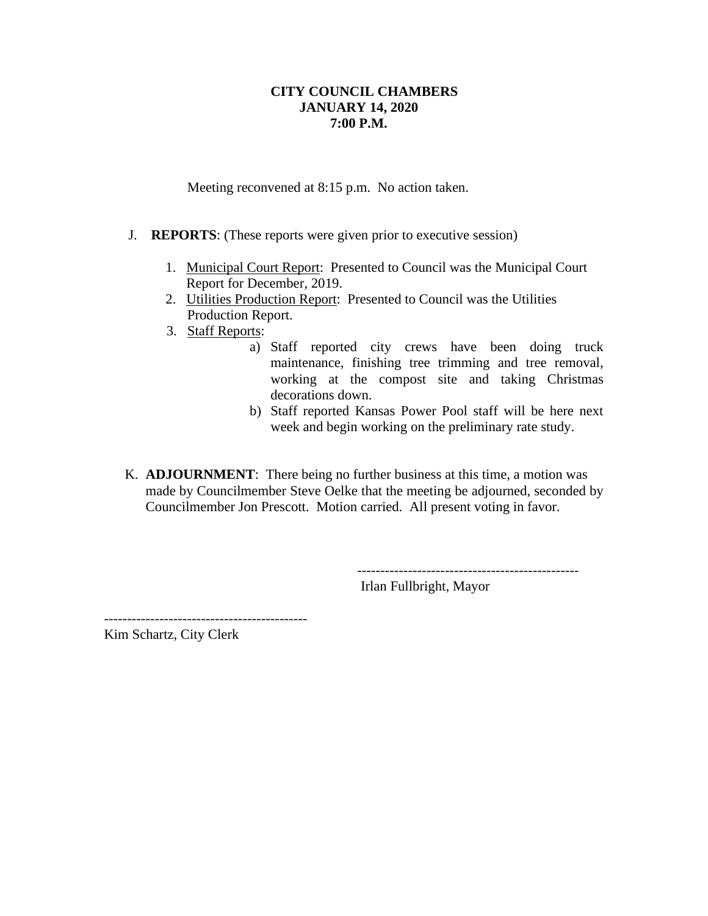**CITY COUNCIL CHAMBERS**
**JANUARY 14, 2020**
**7:00 P.M.**

Meeting reconvened at 8:15 p.m. No action taken.

J. **REPORTS**: (These reports were given prior to executive session)

1. Municipal Court Report: Presented to Council was the Municipal Court Report for December, 2019.
2. Utilities Production Report: Presented to Council was the Utilities Production Report.
3. Staff Reports:
   a) Staff reported city crews have been doing truck maintenance, finishing tree trimming and tree removal, working at the compost site and taking Christmas decorations down.
   b) Staff reported Kansas Power Pool staff will be here next week and begin working on the preliminary rate study.

K. **ADJOURNMENT**: There being no further business at this time, a motion was made by Councilmember Steve Oelke that the meeting be adjourned, seconded by Councilmember Jon Prescott. Motion carried. All present voting in favor.

-----------------------------------------------
Irlan Fullbright, Mayor

--------------------------------------------
Kim Schartz, City Clerk